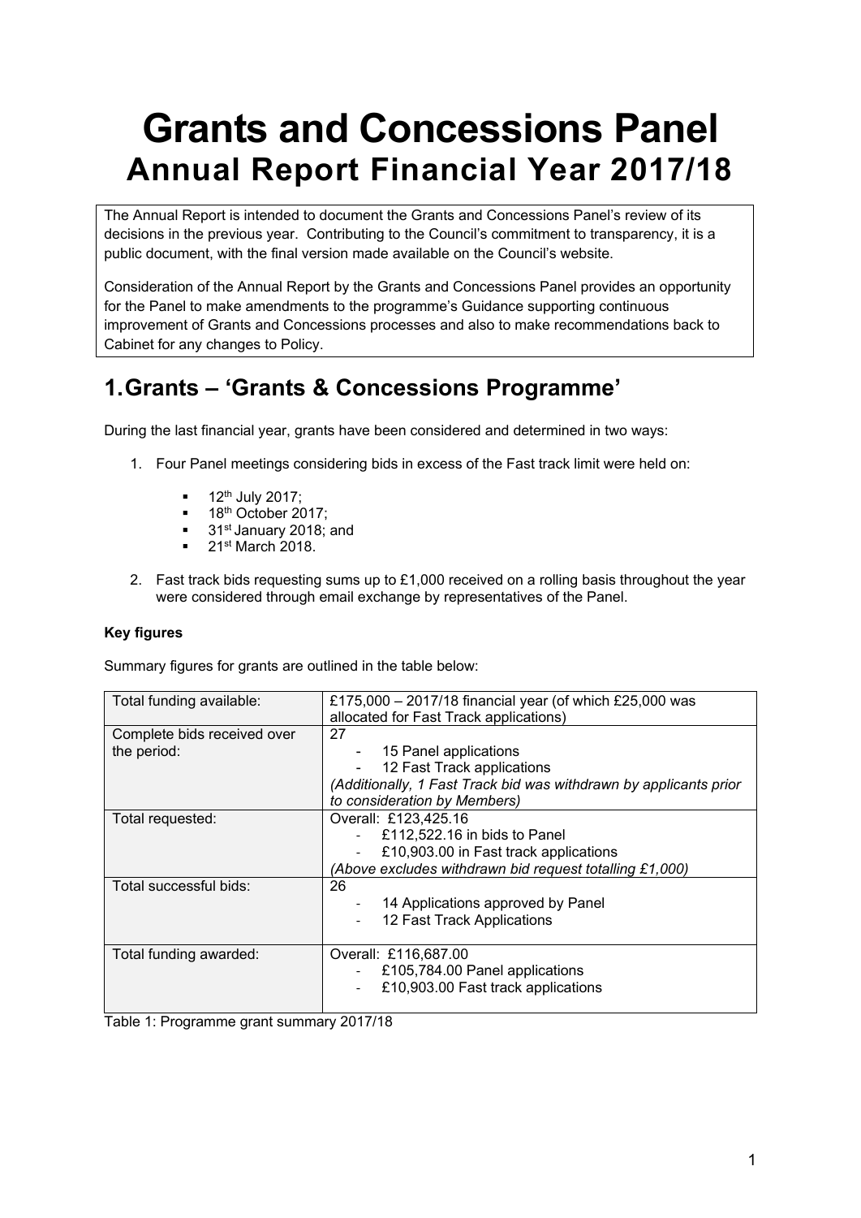# Grants and Concessions Panel

## Annual Report Financial Year 2017/18

The Annual Report is intended to document the Grants and Concessions Panel's review of its decisions in the previous year. Contributing to the Council's commitment to transparency, it is a public document, with the final version made available on the Council's website.

Consideration of the Annual Report by the Grants and Concessions Panel provides an opportunity for the Panel to make amendments to the programme's Guidance supporting continuous improvement of Grants and Concessions processes and also to make recommendations back to Cabinet for any changes to Policy.

## 1. Grants – 'Grants & Concessions Programme'

During the last financial year, grants have been considered and determined in two ways:

1. Four Panel meetings considering bids in excess of the Fast track limit were held on:
   - 12th July 2017;
   - 18th October 2017;
   - 31st January 2018; and
   - 21st March 2018.
2. Fast track bids requesting sums up to £1,000 received on a rolling basis throughout the year were considered through email exchange by representatives of the Panel.

**Key figures**

Summary figures for grants are outlined in the table below:

| | |
|---|---|
| Total funding available: | £175,000 – 2017/18 financial year (of which £25,000 was allocated for Fast Track applications) |
| Complete bids received over the period: | 27<br>- 15 Panel applications<br>- 12 Fast Track applications<br>*(Additionally, 1 Fast Track bid was withdrawn by applicants prior to consideration by Members)* |
| Total requested: | Overall: £123,425.16<br>- £112,522.16 in bids to Panel<br>- £10,903.00 in Fast track applications<br>*(Above excludes withdrawn bid request totalling £1,000)* |
| Total successful bids: | 26<br>- 14 Applications approved by Panel<br>- 12 Fast Track Applications |
| Total funding awarded: | Overall: £116,687.00<br>- £105,784.00 Panel applications<br>- £10,903.00 Fast track applications |

Table 1: Programme grant summary 2017/18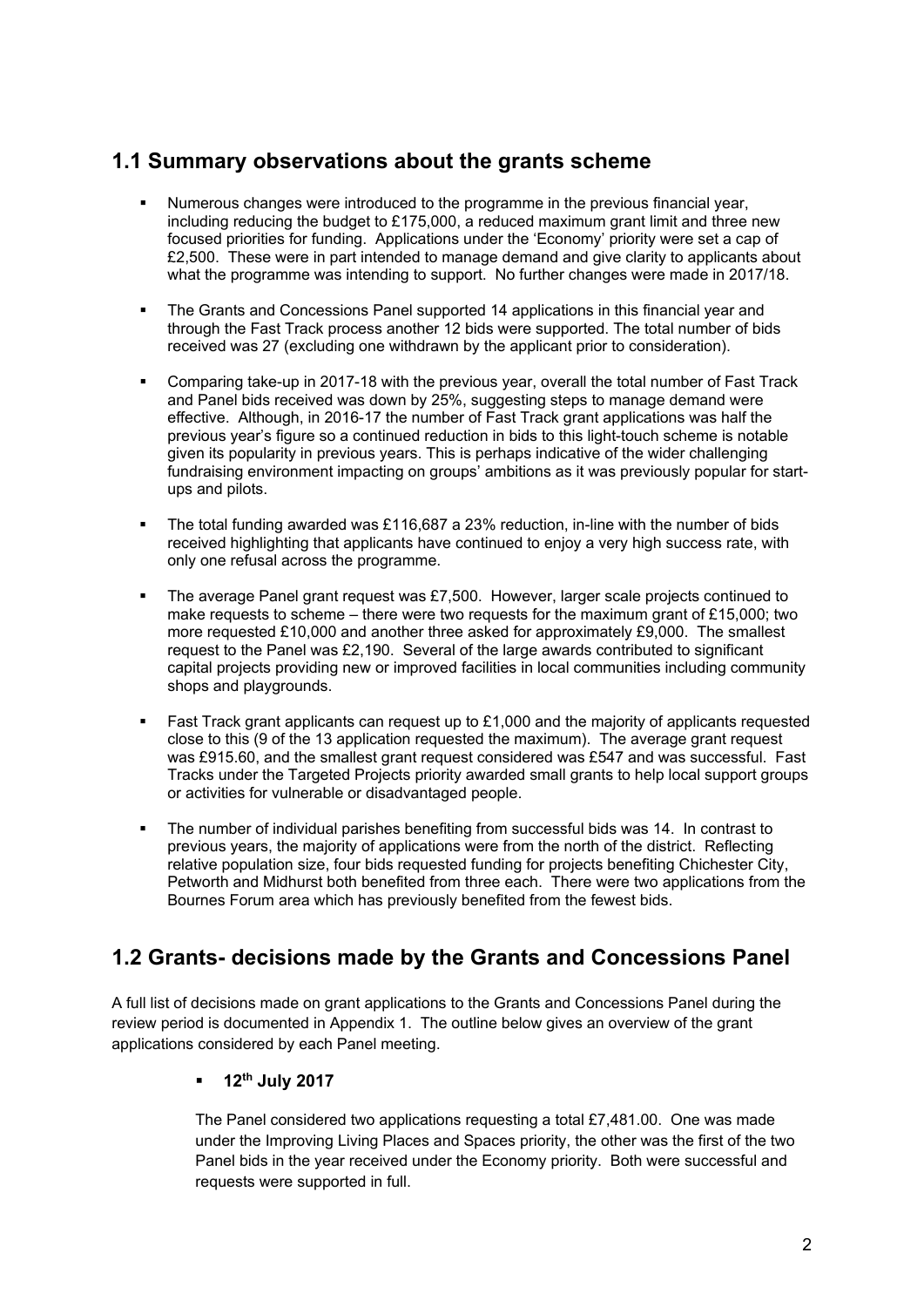## 1.1 Summary observations about the grants scheme

- Numerous changes were introduced to the programme in the previous financial year, including reducing the budget to £175,000, a reduced maximum grant limit and three new focused priorities for funding. Applications under the 'Economy' priority were set a cap of £2,500. These were in part intended to manage demand and give clarity to applicants about what the programme was intending to support. No further changes were made in 2017/18.
- The Grants and Concessions Panel supported 14 applications in this financial year and through the Fast Track process another 12 bids were supported. The total number of bids received was 27 (excluding one withdrawn by the applicant prior to consideration).
- Comparing take-up in 2017-18 with the previous year, overall the total number of Fast Track and Panel bids received was down by 25%, suggesting steps to manage demand were effective. Although, in 2016-17 the number of Fast Track grant applications was half the previous year's figure so a continued reduction in bids to this light-touch scheme is notable given its popularity in previous years. This is perhaps indicative of the wider challenging fundraising environment impacting on groups' ambitions as it was previously popular for start-ups and pilots.
- The total funding awarded was £116,687 a 23% reduction, in-line with the number of bids received highlighting that applicants have continued to enjoy a very high success rate, with only one refusal across the programme.
- The average Panel grant request was £7,500. However, larger scale projects continued to make requests to scheme – there were two requests for the maximum grant of £15,000; two more requested £10,000 and another three asked for approximately £9,000. The smallest request to the Panel was £2,190. Several of the large awards contributed to significant capital projects providing new or improved facilities in local communities including community shops and playgrounds.
- Fast Track grant applicants can request up to £1,000 and the majority of applicants requested close to this (9 of the 13 application requested the maximum). The average grant request was £915.60, and the smallest grant request considered was £547 and was successful. Fast Tracks under the Targeted Projects priority awarded small grants to help local support groups or activities for vulnerable or disadvantaged people.
- The number of individual parishes benefiting from successful bids was 14. In contrast to previous years, the majority of applications were from the north of the district. Reflecting relative population size, four bids requested funding for projects benefiting Chichester City, Petworth and Midhurst both benefited from three each. There were two applications from the Bournes Forum area which has previously benefited from the fewest bids.

## 1.2 Grants- decisions made by the Grants and Concessions Panel

A full list of decisions made on grant applications to the Grants and Concessions Panel during the review period is documented in Appendix 1. The outline below gives an overview of the grant applications considered by each Panel meeting.

- **12th July 2017**

  The Panel considered two applications requesting a total £7,481.00. One was made under the Improving Living Places and Spaces priority, the other was the first of the two Panel bids in the year received under the Economy priority. Both were successful and requests were supported in full.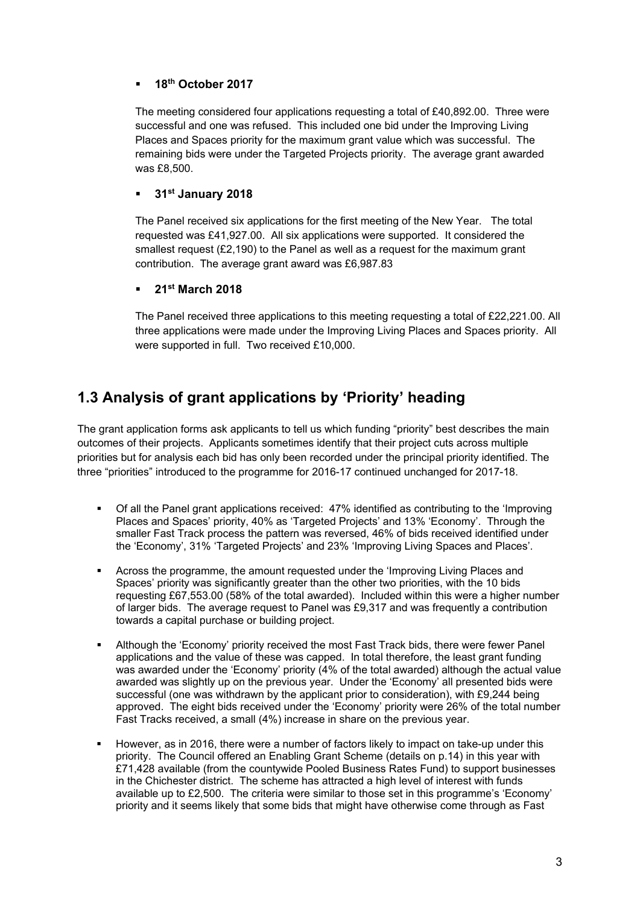- **18th October 2017**

  The meeting considered four applications requesting a total of £40,892.00. Three were successful and one was refused. This included one bid under the Improving Living Places and Spaces priority for the maximum grant value which was successful. The remaining bids were under the Targeted Projects priority. The average grant awarded was £8,500.

- **31st January 2018**

  The Panel received six applications for the first meeting of the New Year. The total requested was £41,927.00. All six applications were supported. It considered the smallest request (£2,190) to the Panel as well as a request for the maximum grant contribution. The average grant award was £6,987.83

- **21st March 2018**

  The Panel received three applications to this meeting requesting a total of £22,221.00. All three applications were made under the Improving Living Places and Spaces priority. All were supported in full. Two received £10,000.

## 1.3 Analysis of grant applications by 'Priority' heading

The grant application forms ask applicants to tell us which funding "priority" best describes the main outcomes of their projects. Applicants sometimes identify that their project cuts across multiple priorities but for analysis each bid has only been recorded under the principal priority identified. The three "priorities" introduced to the programme for 2016-17 continued unchanged for 2017-18.

- Of all the Panel grant applications received: 47% identified as contributing to the 'Improving Places and Spaces' priority, 40% as 'Targeted Projects' and 13% 'Economy'. Through the smaller Fast Track process the pattern was reversed, 46% of bids received identified under the 'Economy', 31% 'Targeted Projects' and 23% 'Improving Living Spaces and Places'.

- Across the programme, the amount requested under the 'Improving Living Places and Spaces' priority was significantly greater than the other two priorities, with the 10 bids requesting £67,553.00 (58% of the total awarded). Included within this were a higher number of larger bids. The average request to Panel was £9,317 and was frequently a contribution towards a capital purchase or building project.

- Although the 'Economy' priority received the most Fast Track bids, there were fewer Panel applications and the value of these was capped. In total therefore, the least grant funding was awarded under the 'Economy' priority (4% of the total awarded) although the actual value awarded was slightly up on the previous year. Under the 'Economy' all presented bids were successful (one was withdrawn by the applicant prior to consideration), with £9,244 being approved. The eight bids received under the 'Economy' priority were 26% of the total number Fast Tracks received, a small (4%) increase in share on the previous year.

- However, as in 2016, there were a number of factors likely to impact on take-up under this priority. The Council offered an Enabling Grant Scheme (details on p.14) in this year with £71,428 available (from the countywide Pooled Business Rates Fund) to support businesses in the Chichester district. The scheme has attracted a high level of interest with funds available up to £2,500. The criteria were similar to those set in this programme's 'Economy' priority and it seems likely that some bids that might have otherwise come through as Fast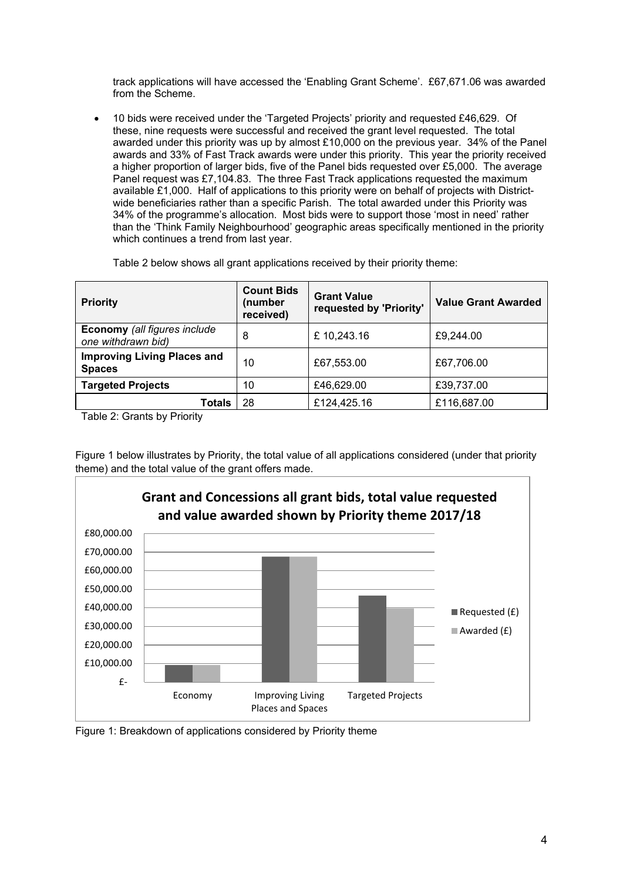track applications will have accessed the 'Enabling Grant Scheme'. £67,671.06 was awarded from the Scheme.

- 10 bids were received under the 'Targeted Projects' priority and requested £46,629. Of these, nine requests were successful and received the grant level requested. The total awarded under this priority was up by almost £10,000 on the previous year. 34% of the Panel awards and 33% of Fast Track awards were under this priority. This year the priority received a higher proportion of larger bids, five of the Panel bids requested over £5,000. The average Panel request was £7,104.83. The three Fast Track applications requested the maximum available £1,000. Half of applications to this priority were on behalf of projects with District-wide beneficiaries rather than a specific Parish. The total awarded under this Priority was 34% of the programme's allocation. Most bids were to support those 'most in need' rather than the 'Think Family Neighbourhood' geographic areas specifically mentioned in the priority which continues a trend from last year.

Table 2 below shows all grant applications received by their priority theme:

| Priority | Count Bids (number received) | Grant Value requested by 'Priority' | Value Grant Awarded |
|---|---|---|---|
| **Economy** *(all figures include one withdrawn bid)* | 8 | £ 10,243.16 | £9,244.00 |
| **Improving Living Places and Spaces** | 10 | £67,553.00 | £67,706.00 |
| **Targeted Projects** | 10 | £46,629.00 | £39,737.00 |
| **Totals** | 28 | £124,425.16 | £116,687.00 |

Table 2: Grants by Priority

Figure 1 below illustrates by Priority, the total value of all applications considered (under that priority theme) and the total value of the grant offers made.

Figure 1: Breakdown of applications considered by Priority theme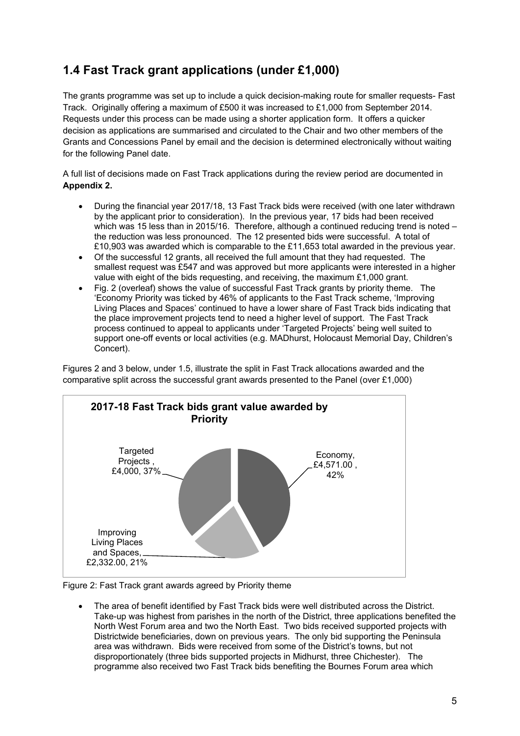## 1.4 Fast Track grant applications (under £1,000)

The grants programme was set up to include a quick decision-making route for smaller requests- Fast Track. Originally offering a maximum of £500 it was increased to £1,000 from September 2014. Requests under this process can be made using a shorter application form. It offers a quicker decision as applications are summarised and circulated to the Chair and two other members of the Grants and Concessions Panel by email and the decision is determined electronically without waiting for the following Panel date.

A full list of decisions made on Fast Track applications during the review period are documented in **Appendix 2.**

- During the financial year 2017/18, 13 Fast Track bids were received (with one later withdrawn by the applicant prior to consideration). In the previous year, 17 bids had been received which was 15 less than in 2015/16. Therefore, although a continued reducing trend is noted – the reduction was less pronounced. The 12 presented bids were successful. A total of £10,903 was awarded which is comparable to the £11,653 total awarded in the previous year.
- Of the successful 12 grants, all received the full amount that they had requested. The smallest request was £547 and was approved but more applicants were interested in a higher value with eight of the bids requesting, and receiving, the maximum £1,000 grant.
- Fig. 2 (overleaf) shows the value of successful Fast Track grants by priority theme. The 'Economy Priority was ticked by 46% of applicants to the Fast Track scheme, 'Improving Living Places and Spaces' continued to have a lower share of Fast Track bids indicating that the place improvement projects tend to need a higher level of support. The Fast Track process continued to appeal to applicants under 'Targeted Projects' being well suited to support one-off events or local activities (e.g. MADhurst, Holocaust Memorial Day, Children's Concert).

Figures 2 and 3 below, under 1.5, illustrate the split in Fast Track allocations awarded and the comparative split across the successful grant awards presented to the Panel (over £1,000)

**2017-18 Fast Track bids grant value awarded by Priority**

- Economy, £4,571.00 , 42%
- Improving Living Places and Spaces, £2,332.00, 21%
- Targeted Projects , £4,000, 37%

Figure 2: Fast Track grant awards agreed by Priority theme

- The area of benefit identified by Fast Track bids were well distributed across the District. Take-up was highest from parishes in the north of the District, three applications benefited the North West Forum area and two the North East. Two bids received supported projects with Districtwide beneficiaries, down on previous years. The only bid supporting the Peninsula area was withdrawn. Bids were received from some of the District's towns, but not disproportionately (three bids supported projects in Midhurst, three Chichester). The programme also received two Fast Track bids benefiting the Bournes Forum area which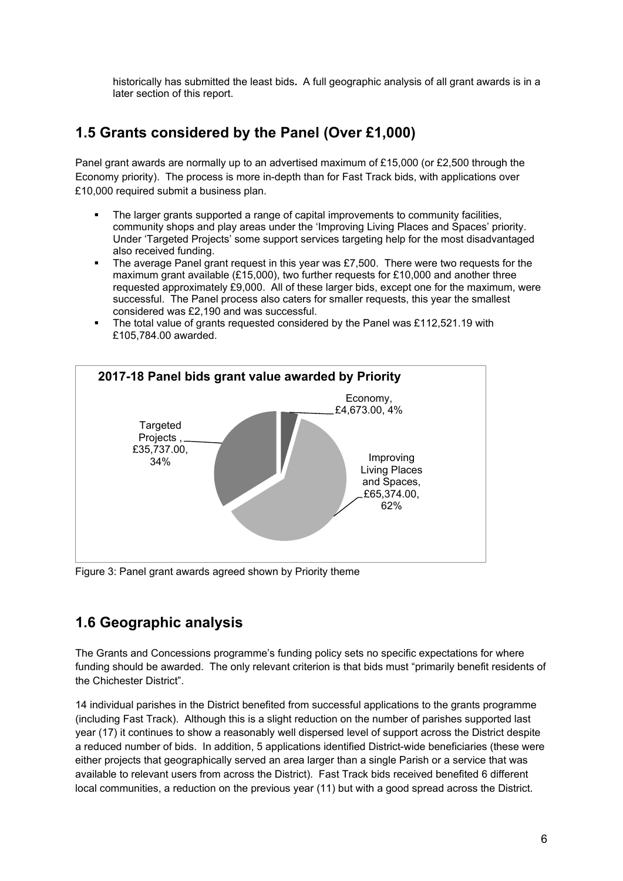historically has submitted the least bids**.** A full geographic analysis of all grant awards is in a later section of this report.

## 1.5 Grants considered by the Panel (Over £1,000)

Panel grant awards are normally up to an advertised maximum of £15,000 (or £2,500 through the Economy priority). The process is more in-depth than for Fast Track bids, with applications over £10,000 required submit a business plan.

- The larger grants supported a range of capital improvements to community facilities, community shops and play areas under the 'Improving Living Places and Spaces' priority. Under 'Targeted Projects' some support services targeting help for the most disadvantaged also received funding.
- The average Panel grant request in this year was £7,500. There were two requests for the maximum grant available (£15,000), two further requests for £10,000 and another three requested approximately £9,000. All of these larger bids, except one for the maximum, were successful. The Panel process also caters for smaller requests, this year the smallest considered was £2,190 and was successful.
- The total value of grants requested considered by the Panel was £112,521.19 with £105,784.00 awarded.

**2017-18 Panel bids grant value awarded by Priority**

| Priority | Value awarded | Share |
|---|---|---|
| Economy | £4,673.00 | 4% |
| Improving Living Places and Spaces | £65,374.00 | 62% |
| Targeted Projects | £35,737.00 | 34% |

Figure 3: Panel grant awards agreed shown by Priority theme

## 1.6 Geographic analysis

The Grants and Concessions programme's funding policy sets no specific expectations for where funding should be awarded. The only relevant criterion is that bids must "primarily benefit residents of the Chichester District".

14 individual parishes in the District benefited from successful applications to the grants programme (including Fast Track). Although this is a slight reduction on the number of parishes supported last year (17) it continues to show a reasonably well dispersed level of support across the District despite a reduced number of bids. In addition, 5 applications identified District-wide beneficiaries (these were either projects that geographically served an area larger than a single Parish or a service that was available to relevant users from across the District). Fast Track bids received benefited 6 different local communities, a reduction on the previous year (11) but with a good spread across the District.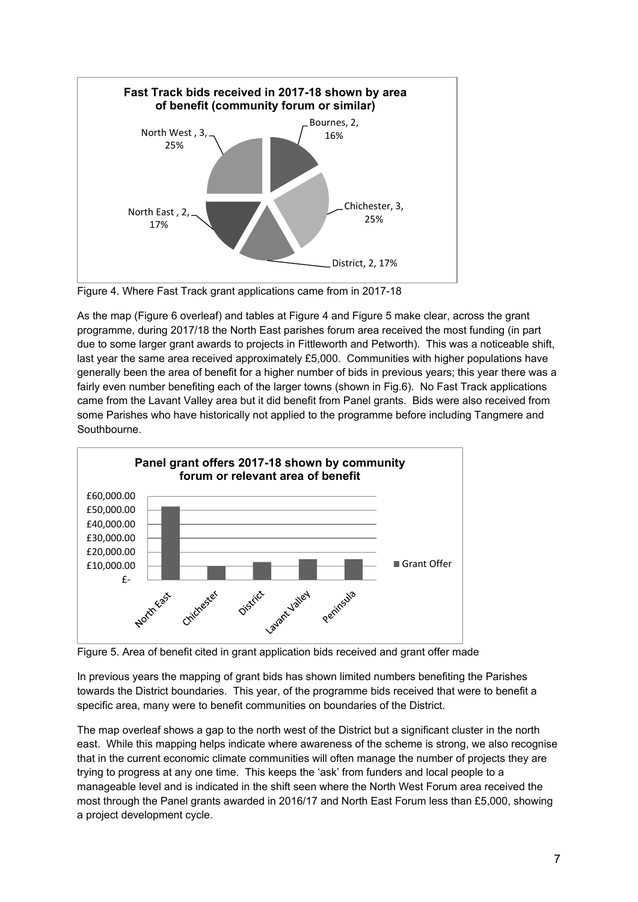**Fast Track bids received in 2017-18 shown by area of benefit (community forum or similar)**

| Area | Number | Percentage |
|---|---|---|
| Bournes | 2 | 16% |
| Chichester | 3 | 25% |
| District | 2 | 17% |
| North East | 2 | 17% |
| North West | 3 | 25% |

Figure 4. Where Fast Track grant applications came from in 2017-18

As the map (Figure 6 overleaf) and tables at Figure 4 and Figure 5 make clear, across the grant programme, during 2017/18 the North East parishes forum area received the most funding (in part due to some larger grant awards to projects in Fittleworth and Petworth). This was a noticeable shift, last year the same area received approximately £5,000. Communities with higher populations have generally been the area of benefit for a higher number of bids in previous years; this year there was a fairly even number benefiting each of the larger towns (shown in Fig.6). No Fast Track applications came from the Lavant Valley area but it did benefit from Panel grants. Bids were also received from some Parishes who have historically not applied to the programme before including Tangmere and Southbourne.

**Panel grant offers 2017-18 shown by community forum or relevant area of benefit**

Chart legend: Grant Offer. Y-axis: £- to £60,000.00. Categories: North East, Chichester, District, Lavant Valley, Peninsula.

Figure 5. Area of benefit cited in grant application bids received and grant offer made

In previous years the mapping of grant bids has shown limited numbers benefiting the Parishes towards the District boundaries. This year, of the programme bids received that were to benefit a specific area, many were to benefit communities on boundaries of the District.

The map overleaf shows a gap to the north west of the District but a significant cluster in the north east. While this mapping helps indicate where awareness of the scheme is strong, we also recognise that in the current economic climate communities will often manage the number of projects they are trying to progress at any one time. This keeps the 'ask' from funders and local people to a manageable level and is indicated in the shift seen where the North West Forum area received the most through the Panel grants awarded in 2016/17 and North East Forum less than £5,000, showing a project development cycle.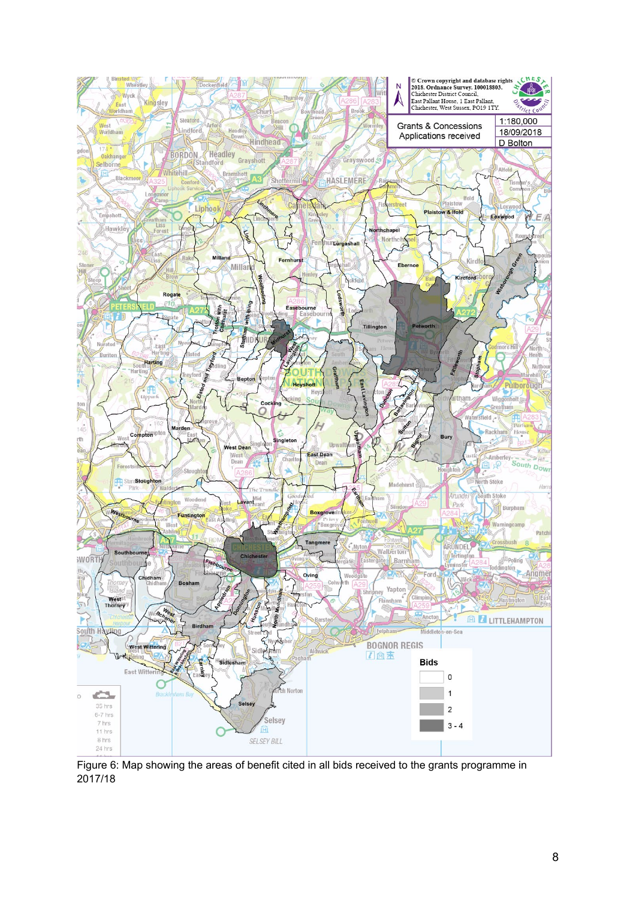Figure 6: Map showing the areas of benefit cited in all bids received to the grants programme in 2017/18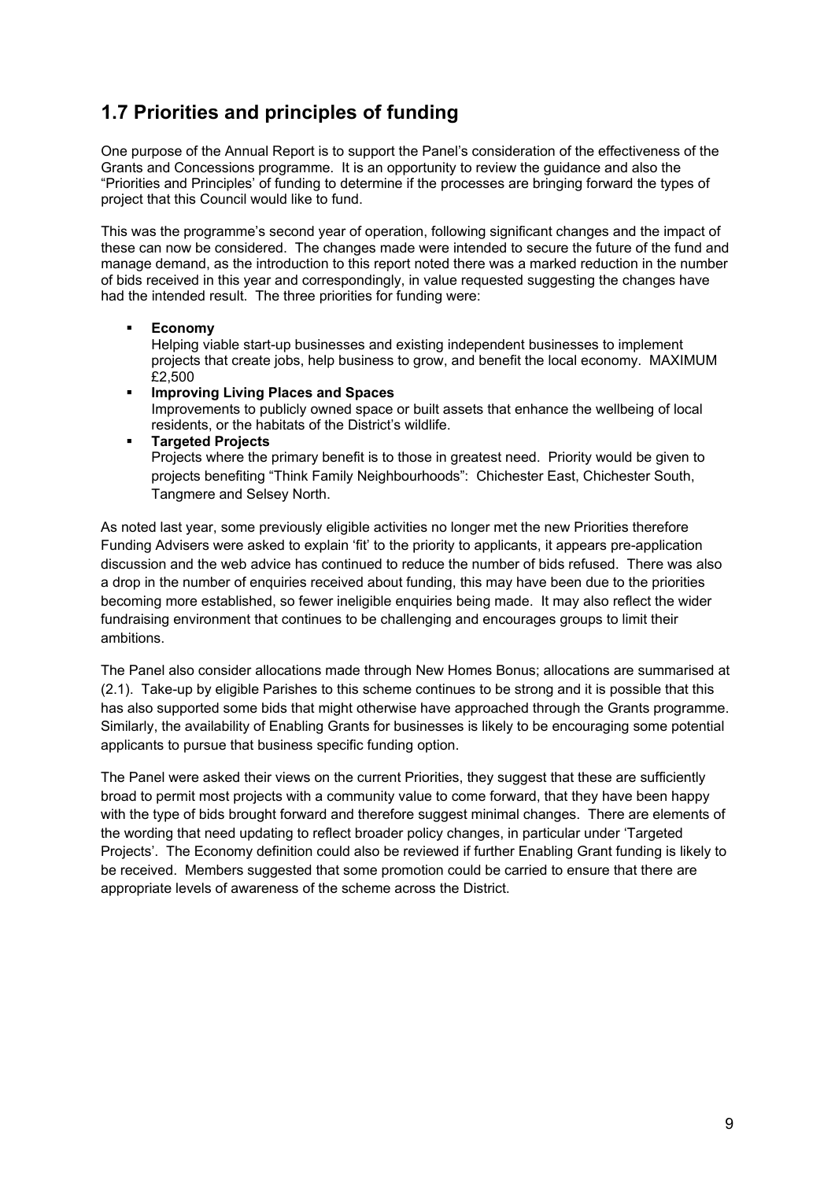## 1.7 Priorities and principles of funding

One purpose of the Annual Report is to support the Panel's consideration of the effectiveness of the Grants and Concessions programme. It is an opportunity to review the guidance and also the "Priorities and Principles' of funding to determine if the processes are bringing forward the types of project that this Council would like to fund.

This was the programme's second year of operation, following significant changes and the impact of these can now be considered. The changes made were intended to secure the future of the fund and manage demand, as the introduction to this report noted there was a marked reduction in the number of bids received in this year and correspondingly, in value requested suggesting the changes have had the intended result. The three priorities for funding were:

- **Economy**
  Helping viable start-up businesses and existing independent businesses to implement projects that create jobs, help business to grow, and benefit the local economy. MAXIMUM £2,500
- **Improving Living Places and Spaces**
  Improvements to publicly owned space or built assets that enhance the wellbeing of local residents, or the habitats of the District's wildlife.
- **Targeted Projects**
  Projects where the primary benefit is to those in greatest need. Priority would be given to projects benefiting "Think Family Neighbourhoods": Chichester East, Chichester South, Tangmere and Selsey North.

As noted last year, some previously eligible activities no longer met the new Priorities therefore Funding Advisers were asked to explain 'fit' to the priority to applicants, it appears pre-application discussion and the web advice has continued to reduce the number of bids refused. There was also a drop in the number of enquiries received about funding, this may have been due to the priorities becoming more established, so fewer ineligible enquiries being made. It may also reflect the wider fundraising environment that continues to be challenging and encourages groups to limit their ambitions.

The Panel also consider allocations made through New Homes Bonus; allocations are summarised at (2.1). Take-up by eligible Parishes to this scheme continues to be strong and it is possible that this has also supported some bids that might otherwise have approached through the Grants programme. Similarly, the availability of Enabling Grants for businesses is likely to be encouraging some potential applicants to pursue that business specific funding option.

The Panel were asked their views on the current Priorities, they suggest that these are sufficiently broad to permit most projects with a community value to come forward, that they have been happy with the type of bids brought forward and therefore suggest minimal changes. There are elements of the wording that need updating to reflect broader policy changes, in particular under 'Targeted Projects'. The Economy definition could also be reviewed if further Enabling Grant funding is likely to be received. Members suggested that some promotion could be carried to ensure that there are appropriate levels of awareness of the scheme across the District.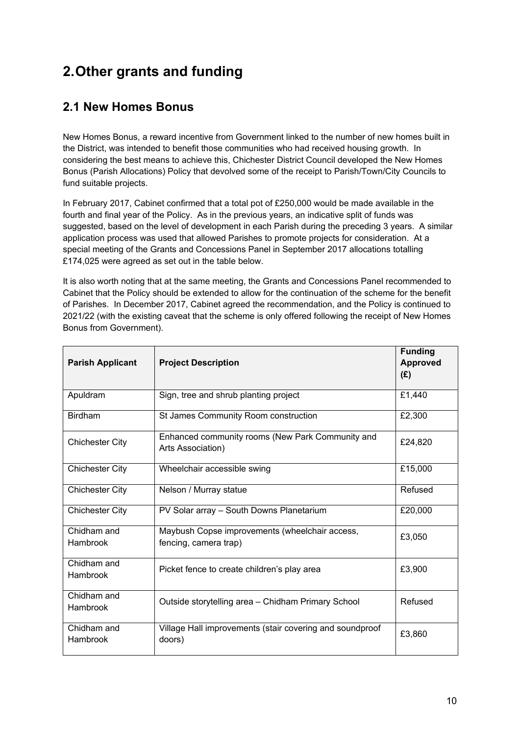# 2. Other grants and funding

## 2.1 New Homes Bonus

New Homes Bonus, a reward incentive from Government linked to the number of new homes built in the District, was intended to benefit those communities who had received housing growth. In considering the best means to achieve this, Chichester District Council developed the New Homes Bonus (Parish Allocations) Policy that devolved some of the receipt to Parish/Town/City Councils to fund suitable projects.

In February 2017, Cabinet confirmed that a total pot of £250,000 would be made available in the fourth and final year of the Policy. As in the previous years, an indicative split of funds was suggested, based on the level of development in each Parish during the preceding 3 years. A similar application process was used that allowed Parishes to promote projects for consideration. At a special meeting of the Grants and Concessions Panel in September 2017 allocations totalling £174,025 were agreed as set out in the table below.

It is also worth noting that at the same meeting, the Grants and Concessions Panel recommended to Cabinet that the Policy should be extended to allow for the continuation of the scheme for the benefit of Parishes. In December 2017, Cabinet agreed the recommendation, and the Policy is continued to 2021/22 (with the existing caveat that the scheme is only offered following the receipt of New Homes Bonus from Government).

| Parish Applicant | Project Description | Funding Approved (£) |
|---|---|---|
| Apuldram | Sign, tree and shrub planting project | £1,440 |
| Birdham | St James Community Room construction | £2,300 |
| Chichester City | Enhanced community rooms (New Park Community and Arts Association) | £24,820 |
| Chichester City | Wheelchair accessible swing | £15,000 |
| Chichester City | Nelson / Murray statue | Refused |
| Chichester City | PV Solar array – South Downs Planetarium | £20,000 |
| Chidham and Hambrook | Maybush Copse improvements (wheelchair access, fencing, camera trap) | £3,050 |
| Chidham and Hambrook | Picket fence to create children's play area | £3,900 |
| Chidham and Hambrook | Outside storytelling area – Chidham Primary School | Refused |
| Chidham and Hambrook | Village Hall improvements (stair covering and soundproof doors) | £3,860 |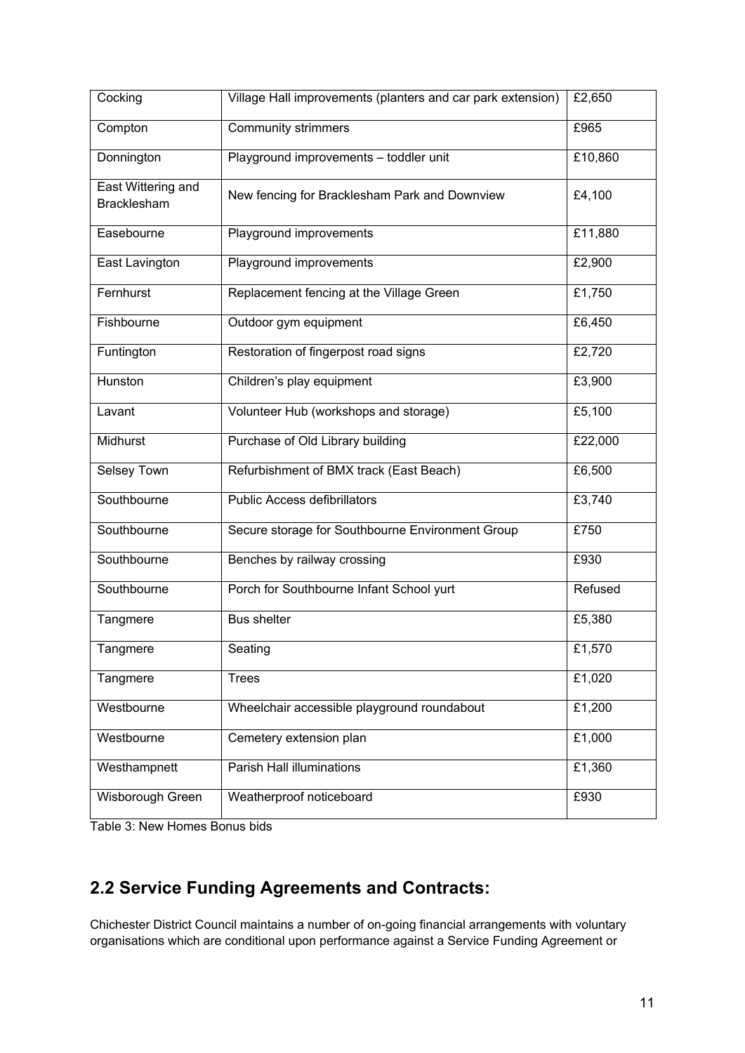| Cocking | Village Hall improvements (planters and car park extension) | £2,650 |
|---|---|---|
| Compton | Community strimmers | £965 |
| Donnington | Playground improvements – toddler unit | £10,860 |
| East Wittering and Bracklesham | New fencing for Bracklesham Park and Downview | £4,100 |
| Easebourne | Playground improvements | £11,880 |
| East Lavington | Playground improvements | £2,900 |
| Fernhurst | Replacement fencing at the Village Green | £1,750 |
| Fishbourne | Outdoor gym equipment | £6,450 |
| Funtington | Restoration of fingerpost road signs | £2,720 |
| Hunston | Children's play equipment | £3,900 |
| Lavant | Volunteer Hub (workshops and storage) | £5,100 |
| Midhurst | Purchase of Old Library building | £22,000 |
| Selsey Town | Refurbishment of BMX track (East Beach) | £6,500 |
| Southbourne | Public Access defibrillators | £3,740 |
| Southbourne | Secure storage for Southbourne Environment Group | £750 |
| Southbourne | Benches by railway crossing | £930 |
| Southbourne | Porch for Southbourne Infant School yurt | Refused |
| Tangmere | Bus shelter | £5,380 |
| Tangmere | Seating | £1,570 |
| Tangmere | Trees | £1,020 |
| Westbourne | Wheelchair accessible playground roundabout | £1,200 |
| Westbourne | Cemetery extension plan | £1,000 |
| Westhampnett | Parish Hall illuminations | £1,360 |
| Wisborough Green | Weatherproof noticeboard | £930 |

Table 3: New Homes Bonus bids

## 2.2 Service Funding Agreements and Contracts:

Chichester District Council maintains a number of on-going financial arrangements with voluntary organisations which are conditional upon performance against a Service Funding Agreement or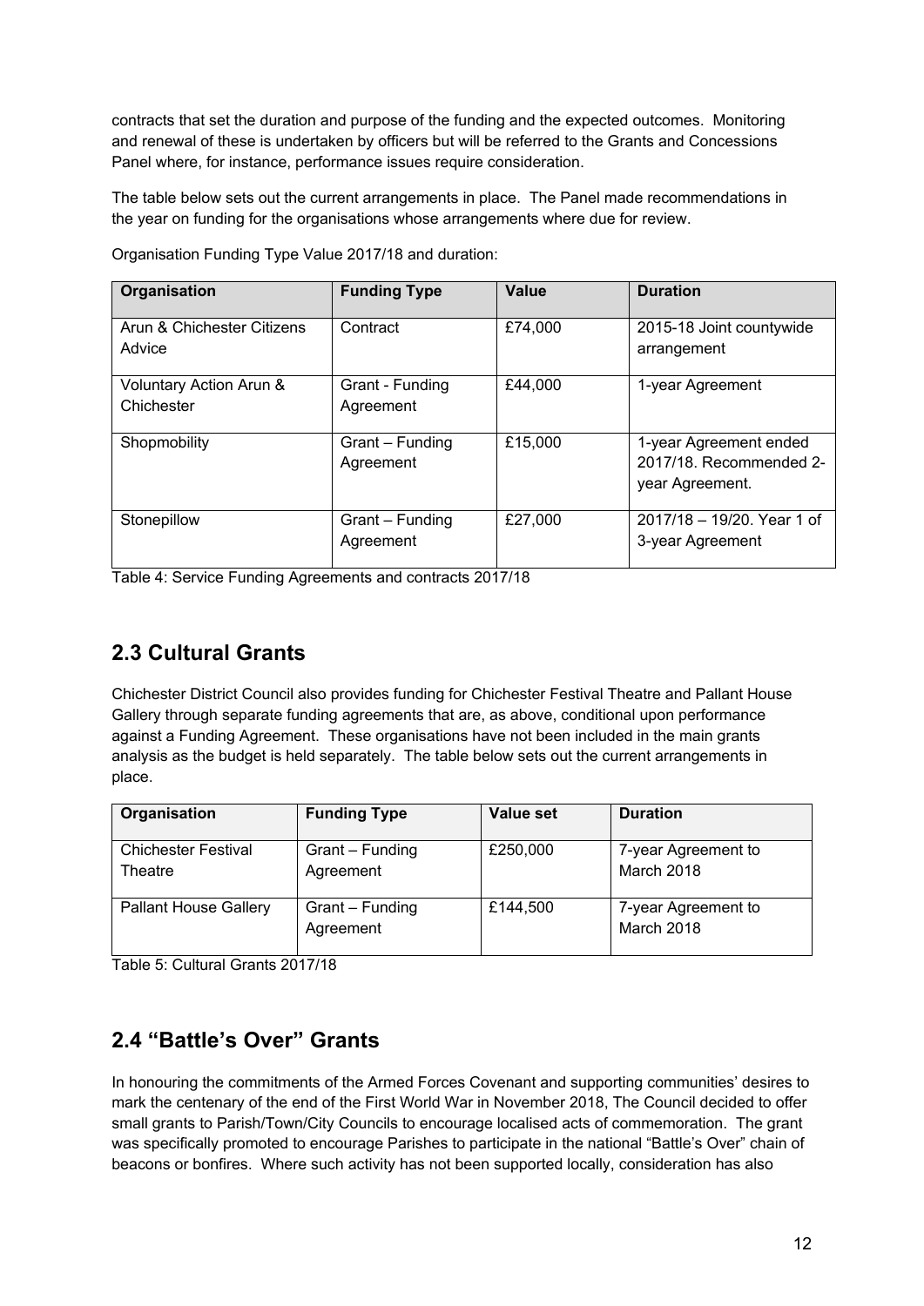contracts that set the duration and purpose of the funding and the expected outcomes. Monitoring and renewal of these is undertaken by officers but will be referred to the Grants and Concessions Panel where, for instance, performance issues require consideration.

The table below sets out the current arrangements in place. The Panel made recommendations in the year on funding for the organisations whose arrangements where due for review.

Organisation Funding Type Value 2017/18 and duration:

| Organisation | Funding Type | Value | Duration |
|---|---|---|---|
| Arun & Chichester Citizens Advice | Contract | £74,000 | 2015-18 Joint countywide arrangement |
| Voluntary Action Arun & Chichester | Grant - Funding Agreement | £44,000 | 1-year Agreement |
| Shopmobility | Grant – Funding Agreement | £15,000 | 1-year Agreement ended 2017/18. Recommended 2-year Agreement. |
| Stonepillow | Grant – Funding Agreement | £27,000 | 2017/18 – 19/20. Year 1 of 3-year Agreement |

Table 4: Service Funding Agreements and contracts 2017/18

## 2.3 Cultural Grants

Chichester District Council also provides funding for Chichester Festival Theatre and Pallant House Gallery through separate funding agreements that are, as above, conditional upon performance against a Funding Agreement. These organisations have not been included in the main grants analysis as the budget is held separately. The table below sets out the current arrangements in place.

| Organisation | Funding Type | Value set | Duration |
|---|---|---|---|
| Chichester Festival Theatre | Grant – Funding Agreement | £250,000 | 7-year Agreement to March 2018 |
| Pallant House Gallery | Grant – Funding Agreement | £144,500 | 7-year Agreement to March 2018 |

Table 5: Cultural Grants 2017/18

## 2.4 "Battle's Over" Grants

In honouring the commitments of the Armed Forces Covenant and supporting communities' desires to mark the centenary of the end of the First World War in November 2018, The Council decided to offer small grants to Parish/Town/City Councils to encourage localised acts of commemoration. The grant was specifically promoted to encourage Parishes to participate in the national "Battle's Over" chain of beacons or bonfires. Where such activity has not been supported locally, consideration has also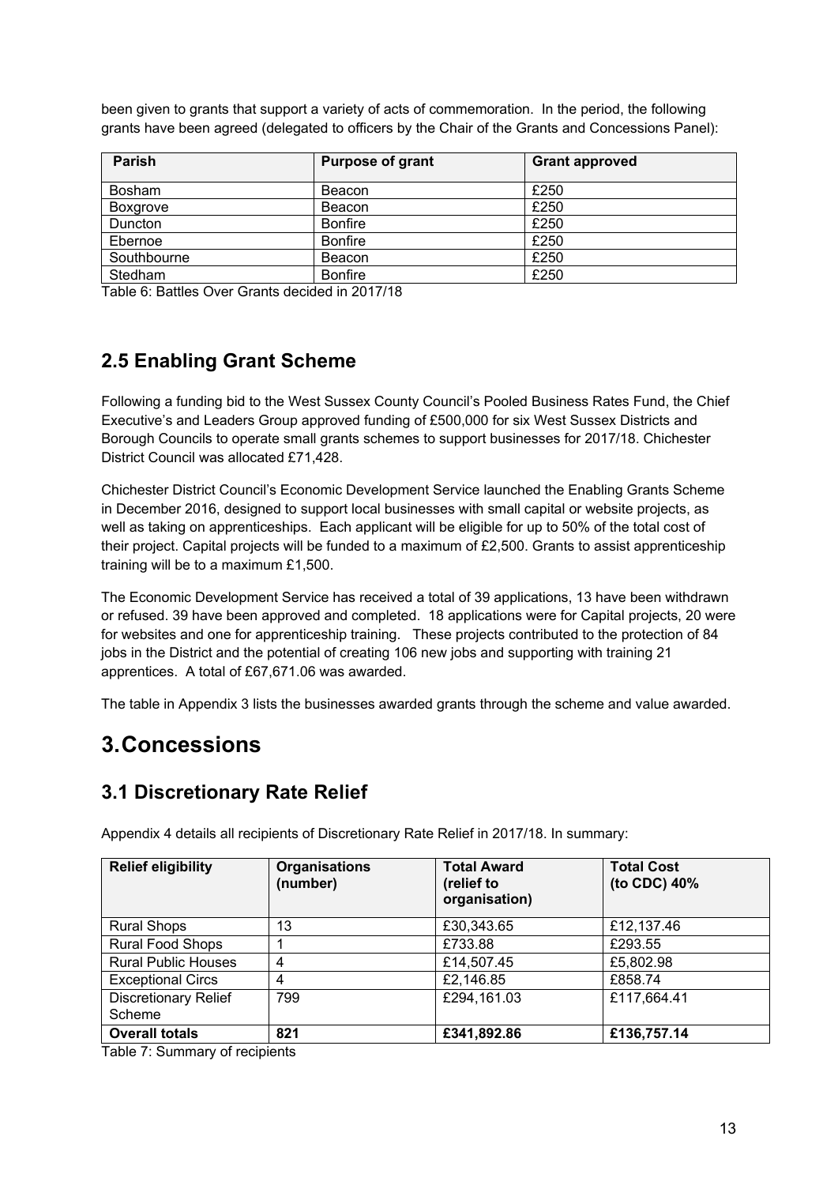been given to grants that support a variety of acts of commemoration. In the period, the following grants have been agreed (delegated to officers by the Chair of the Grants and Concessions Panel):

| Parish | Purpose of grant | Grant approved |
|---|---|---|
| Bosham | Beacon | £250 |
| Boxgrove | Beacon | £250 |
| Duncton | Bonfire | £250 |
| Ebernoe | Bonfire | £250 |
| Southbourne | Beacon | £250 |
| Stedham | Bonfire | £250 |

Table 6: Battles Over Grants decided in 2017/18

## 2.5 Enabling Grant Scheme

Following a funding bid to the West Sussex County Council's Pooled Business Rates Fund, the Chief Executive's and Leaders Group approved funding of £500,000 for six West Sussex Districts and Borough Councils to operate small grants schemes to support businesses for 2017/18. Chichester District Council was allocated £71,428.

Chichester District Council's Economic Development Service launched the Enabling Grants Scheme in December 2016, designed to support local businesses with small capital or website projects, as well as taking on apprenticeships. Each applicant will be eligible for up to 50% of the total cost of their project. Capital projects will be funded to a maximum of £2,500. Grants to assist apprenticeship training will be to a maximum £1,500.

The Economic Development Service has received a total of 39 applications, 13 have been withdrawn or refused. 39 have been approved and completed. 18 applications were for Capital projects, 20 were for websites and one for apprenticeship training. These projects contributed to the protection of 84 jobs in the District and the potential of creating 106 new jobs and supporting with training 21 apprentices. A total of £67,671.06 was awarded.

The table in Appendix 3 lists the businesses awarded grants through the scheme and value awarded.

# 3. Concessions

## 3.1 Discretionary Rate Relief

Appendix 4 details all recipients of Discretionary Rate Relief in 2017/18. In summary:

| Relief eligibility | Organisations (number) | Total Award (relief to organisation) | Total Cost (to CDC) 40% |
|---|---|---|---|
| Rural Shops | 13 | £30,343.65 | £12,137.46 |
| Rural Food Shops | 1 | £733.88 | £293.55 |
| Rural Public Houses | 4 | £14,507.45 | £5,802.98 |
| Exceptional Circs | 4 | £2,146.85 | £858.74 |
| Discretionary Relief Scheme | 799 | £294,161.03 | £117,664.41 |
| **Overall totals** | **821** | **£341,892.86** | **£136,757.14** |

Table 7: Summary of recipients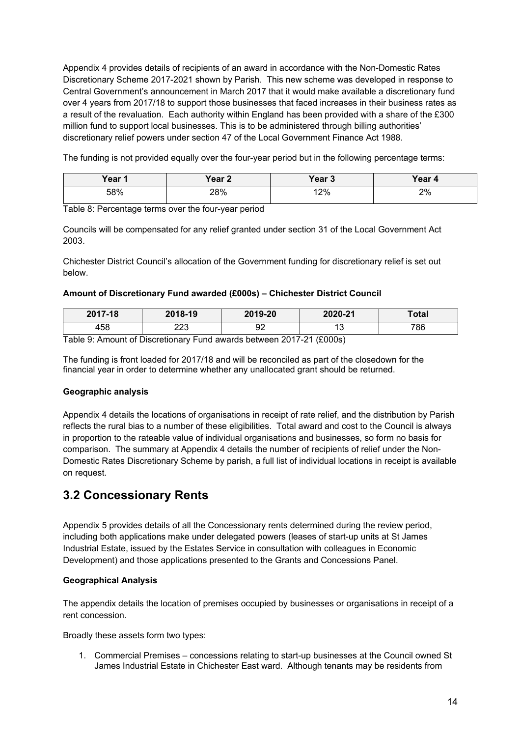Appendix 4 provides details of recipients of an award in accordance with the Non-Domestic Rates Discretionary Scheme 2017-2021 shown by Parish. This new scheme was developed in response to Central Government's announcement in March 2017 that it would make available a discretionary fund over 4 years from 2017/18 to support those businesses that faced increases in their business rates as a result of the revaluation. Each authority within England has been provided with a share of the £300 million fund to support local businesses. This is to be administered through billing authorities' discretionary relief powers under section 47 of the Local Government Finance Act 1988.

The funding is not provided equally over the four-year period but in the following percentage terms:

| Year 1 | Year 2 | Year 3 | Year 4 |
|---|---|---|---|
| 58% | 28% | 12% | 2% |

Table 8: Percentage terms over the four-year period

Councils will be compensated for any relief granted under section 31 of the Local Government Act 2003.

Chichester District Council's allocation of the Government funding for discretionary relief is set out below.

**Amount of Discretionary Fund awarded (£000s) – Chichester District Council**

| 2017-18 | 2018-19 | 2019-20 | 2020-21 | Total |
|---|---|---|---|---|
| 458 | 223 | 92 | 13 | 786 |

Table 9: Amount of Discretionary Fund awards between 2017-21 (£000s)

The funding is front loaded for 2017/18 and will be reconciled as part of the closedown for the financial year in order to determine whether any unallocated grant should be returned.

**Geographic analysis**

Appendix 4 details the locations of organisations in receipt of rate relief, and the distribution by Parish reflects the rural bias to a number of these eligibilities. Total award and cost to the Council is always in proportion to the rateable value of individual organisations and businesses, so form no basis for comparison. The summary at Appendix 4 details the number of recipients of relief under the Non-Domestic Rates Discretionary Scheme by parish, a full list of individual locations in receipt is available on request.

## 3.2 Concessionary Rents

Appendix 5 provides details of all the Concessionary rents determined during the review period, including both applications make under delegated powers (leases of start-up units at St James Industrial Estate, issued by the Estates Service in consultation with colleagues in Economic Development) and those applications presented to the Grants and Concessions Panel.

**Geographical Analysis**

The appendix details the location of premises occupied by businesses or organisations in receipt of a rent concession.

Broadly these assets form two types:

1. Commercial Premises – concessions relating to start-up businesses at the Council owned St James Industrial Estate in Chichester East ward. Although tenants may be residents from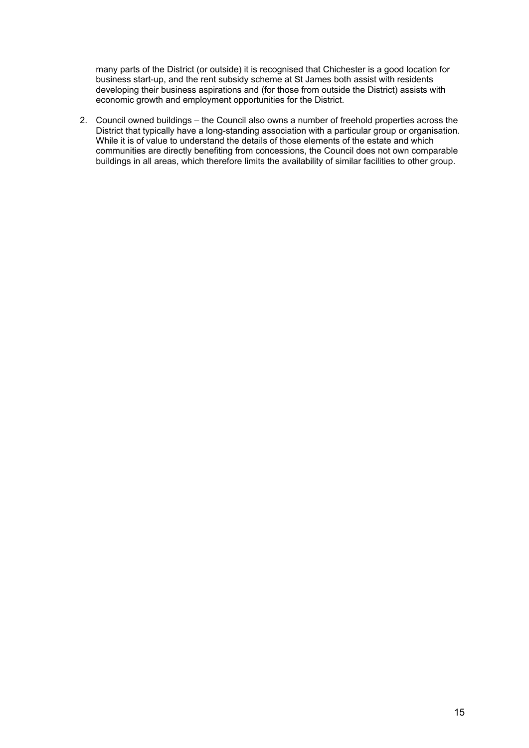many parts of the District (or outside) it is recognised that Chichester is a good location for business start-up, and the rent subsidy scheme at St James both assist with residents developing their business aspirations and (for those from outside the District) assists with economic growth and employment opportunities for the District.

2. Council owned buildings – the Council also owns a number of freehold properties across the District that typically have a long-standing association with a particular group or organisation. While it is of value to understand the details of those elements of the estate and which communities are directly benefiting from concessions, the Council does not own comparable buildings in all areas, which therefore limits the availability of similar facilities to other group.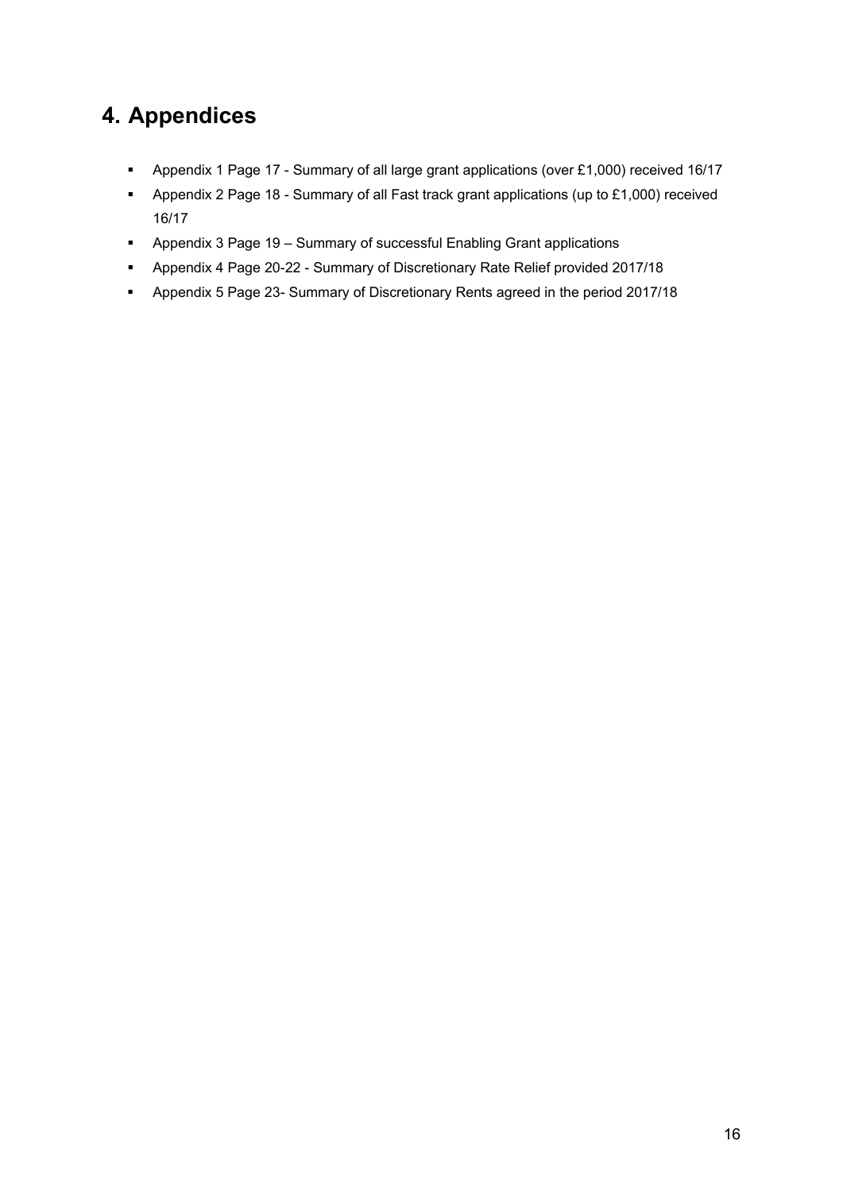# 4. Appendices

- Appendix 1 Page 17 - Summary of all large grant applications (over £1,000) received 16/17
- Appendix 2 Page 18 - Summary of all Fast track grant applications (up to £1,000) received 16/17
- Appendix 3 Page 19 – Summary of successful Enabling Grant applications
- Appendix 4 Page 20-22 - Summary of Discretionary Rate Relief provided 2017/18
- Appendix 5 Page 23- Summary of Discretionary Rents agreed in the period 2017/18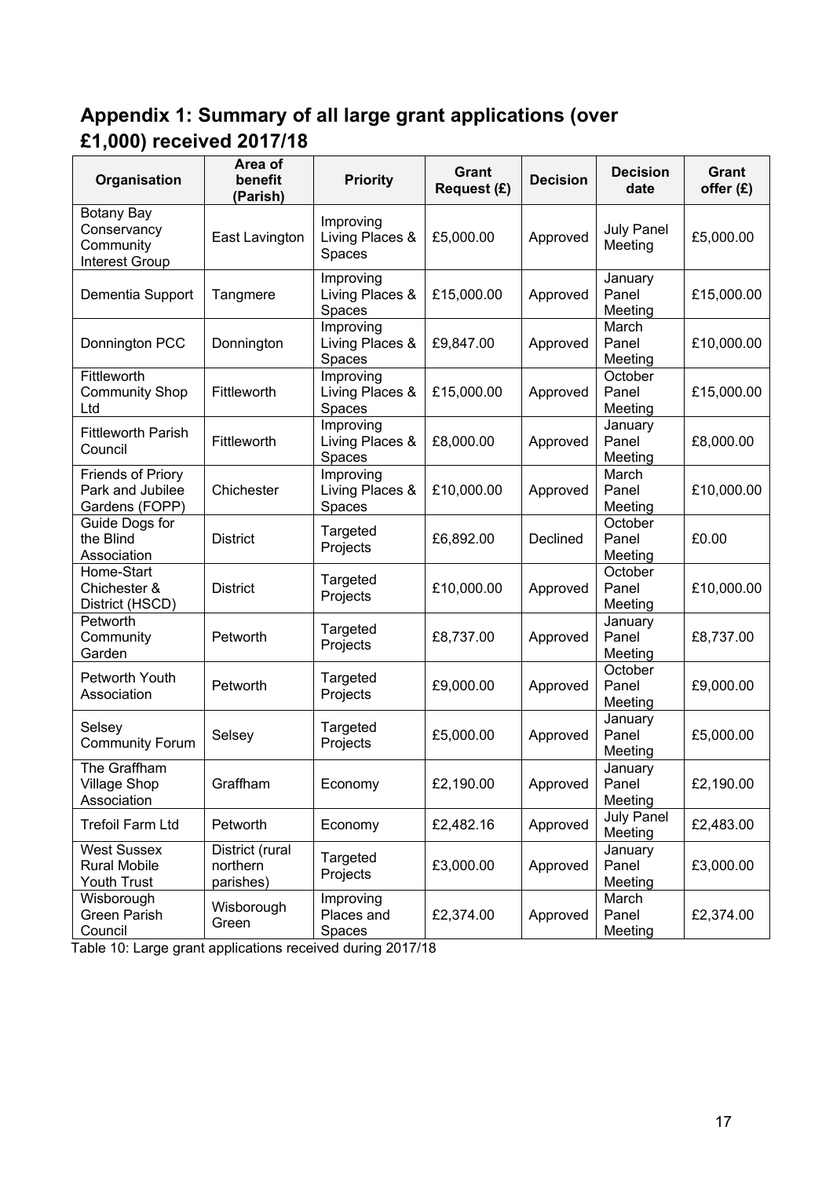## Appendix 1: Summary of all large grant applications (over £1,000) received 2017/18

| Organisation | Area of benefit (Parish) | Priority | Grant Request (£) | Decision | Decision date | Grant offer (£) |
|---|---|---|---|---|---|---|
| Botany Bay Conservancy Community Interest Group | East Lavington | Improving Living Places & Spaces | £5,000.00 | Approved | July Panel Meeting | £5,000.00 |
| Dementia Support | Tangmere | Improving Living Places & Spaces | £15,000.00 | Approved | January Panel Meeting | £15,000.00 |
| Donnington PCC | Donnington | Improving Living Places & Spaces | £9,847.00 | Approved | March Panel Meeting | £10,000.00 |
| Fittleworth Community Shop Ltd | Fittleworth | Improving Living Places & Spaces | £15,000.00 | Approved | October Panel Meeting | £15,000.00 |
| Fittleworth Parish Council | Fittleworth | Improving Living Places & Spaces | £8,000.00 | Approved | January Panel Meeting | £8,000.00 |
| Friends of Priory Park and Jubilee Gardens (FOPP) | Chichester | Improving Living Places & Spaces | £10,000.00 | Approved | March Panel Meeting | £10,000.00 |
| Guide Dogs for the Blind Association | District | Targeted Projects | £6,892.00 | Declined | October Panel Meeting | £0.00 |
| Home-Start Chichester & District (HSCD) | District | Targeted Projects | £10,000.00 | Approved | October Panel Meeting | £10,000.00 |
| Petworth Community Garden | Petworth | Targeted Projects | £8,737.00 | Approved | January Panel Meeting | £8,737.00 |
| Petworth Youth Association | Petworth | Targeted Projects | £9,000.00 | Approved | October Panel Meeting | £9,000.00 |
| Selsey Community Forum | Selsey | Targeted Projects | £5,000.00 | Approved | January Panel Meeting | £5,000.00 |
| The Graffham Village Shop Association | Graffham | Economy | £2,190.00 | Approved | January Panel Meeting | £2,190.00 |
| Trefoil Farm Ltd | Petworth | Economy | £2,482.16 | Approved | July Panel Meeting | £2,483.00 |
| West Sussex Rural Mobile Youth Trust | District (rural northern parishes) | Targeted Projects | £3,000.00 | Approved | January Panel Meeting | £3,000.00 |
| Wisborough Green Parish Council | Wisborough Green | Improving Places and Spaces | £2,374.00 | Approved | March Panel Meeting | £2,374.00 |

Table 10: Large grant applications received during 2017/18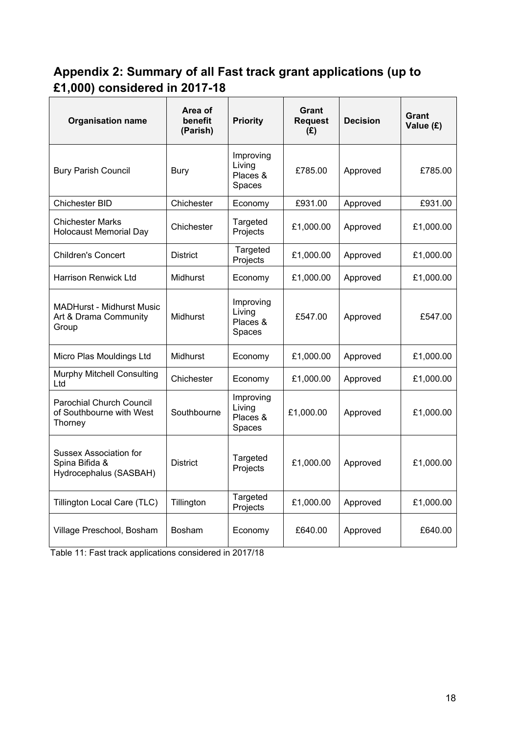## Appendix 2: Summary of all Fast track grant applications (up to £1,000) considered in 2017-18

| Organisation name | Area of benefit (Parish) | Priority | Grant Request (£) | Decision | Grant Value (£) |
|---|---|---|---|---|---|
| Bury Parish Council | Bury | Improving Living Places & Spaces | £785.00 | Approved | £785.00 |
| Chichester BID | Chichester | Economy | £931.00 | Approved | £931.00 |
| Chichester Marks Holocaust Memorial Day | Chichester | Targeted Projects | £1,000.00 | Approved | £1,000.00 |
| Children's Concert | District | Targeted Projects | £1,000.00 | Approved | £1,000.00 |
| Harrison Renwick Ltd | Midhurst | Economy | £1,000.00 | Approved | £1,000.00 |
| MADHurst - Midhurst Music Art & Drama Community Group | Midhurst | Improving Living Places & Spaces | £547.00 | Approved | £547.00 |
| Micro Plas Mouldings Ltd | Midhurst | Economy | £1,000.00 | Approved | £1,000.00 |
| Murphy Mitchell Consulting Ltd | Chichester | Economy | £1,000.00 | Approved | £1,000.00 |
| Parochial Church Council of Southbourne with West Thorney | Southbourne | Improving Living Places & Spaces | £1,000.00 | Approved | £1,000.00 |
| Sussex Association for Spina Bifida & Hydrocephalus (SASBAH) | District | Targeted Projects | £1,000.00 | Approved | £1,000.00 |
| Tillington Local Care (TLC) | Tillington | Targeted Projects | £1,000.00 | Approved | £1,000.00 |
| Village Preschool, Bosham | Bosham | Economy | £640.00 | Approved | £640.00 |

Table 11: Fast track applications considered in 2017/18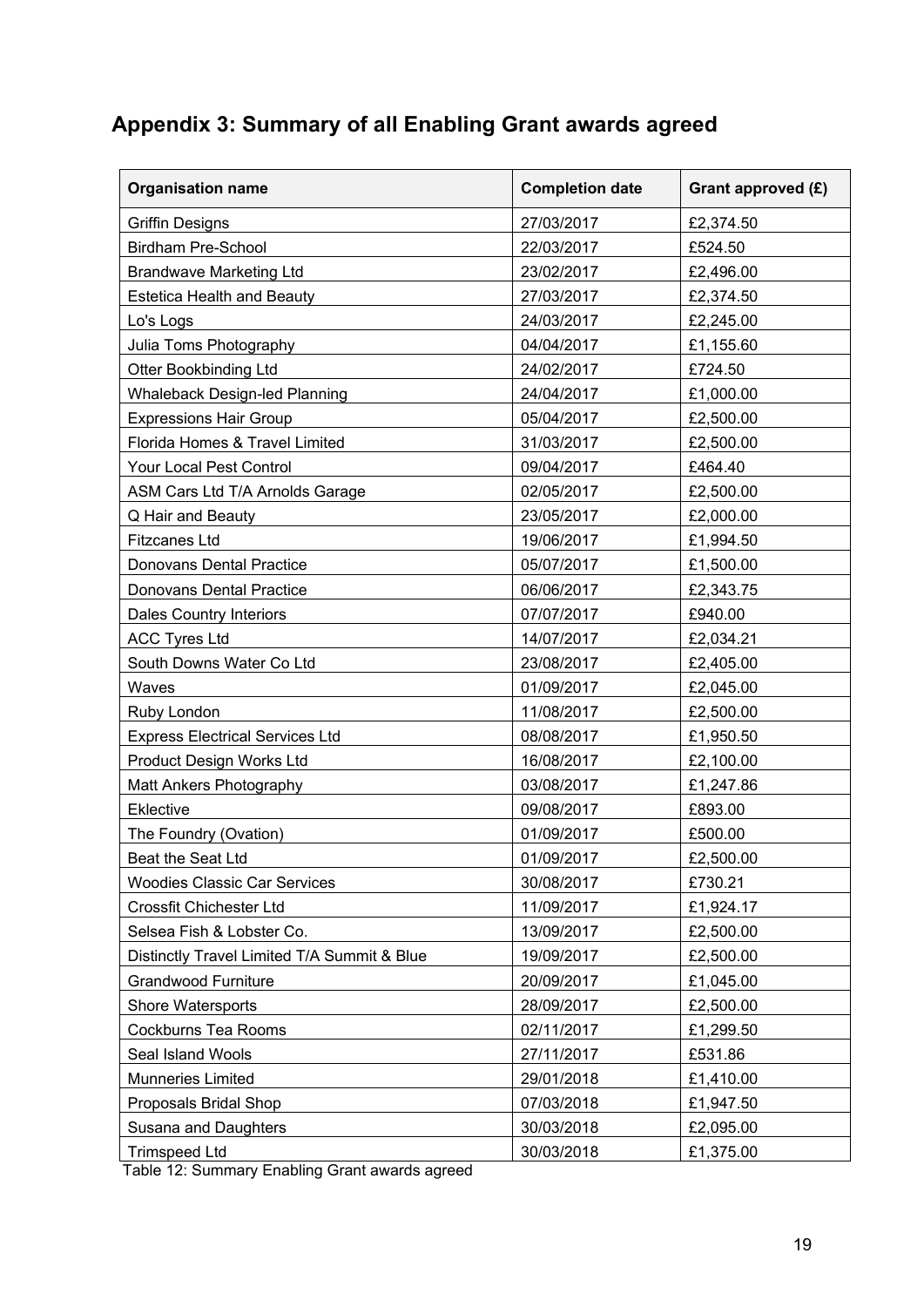## Appendix 3: Summary of all Enabling Grant awards agreed

| Organisation name | Completion date | Grant approved (£) |
| --- | --- | --- |
| Griffin Designs | 27/03/2017 | £2,374.50 |
| Birdham Pre-School | 22/03/2017 | £524.50 |
| Brandwave Marketing Ltd | 23/02/2017 | £2,496.00 |
| Estetica Health and Beauty | 27/03/2017 | £2,374.50 |
| Lo's Logs | 24/03/2017 | £2,245.00 |
| Julia Toms Photography | 04/04/2017 | £1,155.60 |
| Otter Bookbinding Ltd | 24/02/2017 | £724.50 |
| Whaleback Design-led Planning | 24/04/2017 | £1,000.00 |
| Expressions Hair Group | 05/04/2017 | £2,500.00 |
| Florida Homes & Travel Limited | 31/03/2017 | £2,500.00 |
| Your Local Pest Control | 09/04/2017 | £464.40 |
| ASM Cars Ltd T/A Arnolds Garage | 02/05/2017 | £2,500.00 |
| Q Hair and Beauty | 23/05/2017 | £2,000.00 |
| Fitzcanes Ltd | 19/06/2017 | £1,994.50 |
| Donovans Dental Practice | 05/07/2017 | £1,500.00 |
| Donovans Dental Practice | 06/06/2017 | £2,343.75 |
| Dales Country Interiors | 07/07/2017 | £940.00 |
| ACC Tyres Ltd | 14/07/2017 | £2,034.21 |
| South Downs Water Co Ltd | 23/08/2017 | £2,405.00 |
| Waves | 01/09/2017 | £2,045.00 |
| Ruby London | 11/08/2017 | £2,500.00 |
| Express Electrical Services Ltd | 08/08/2017 | £1,950.50 |
| Product Design Works Ltd | 16/08/2017 | £2,100.00 |
| Matt Ankers Photography | 03/08/2017 | £1,247.86 |
| Eklective | 09/08/2017 | £893.00 |
| The Foundry (Ovation) | 01/09/2017 | £500.00 |
| Beat the Seat Ltd | 01/09/2017 | £2,500.00 |
| Woodies Classic Car Services | 30/08/2017 | £730.21 |
| Crossfit Chichester Ltd | 11/09/2017 | £1,924.17 |
| Selsea Fish & Lobster Co. | 13/09/2017 | £2,500.00 |
| Distinctly Travel Limited T/A Summit & Blue | 19/09/2017 | £2,500.00 |
| Grandwood Furniture | 20/09/2017 | £1,045.00 |
| Shore Watersports | 28/09/2017 | £2,500.00 |
| Cockburns Tea Rooms | 02/11/2017 | £1,299.50 |
| Seal Island Wools | 27/11/2017 | £531.86 |
| Munneries Limited | 29/01/2018 | £1,410.00 |
| Proposals Bridal Shop | 07/03/2018 | £1,947.50 |
| Susana and Daughters | 30/03/2018 | £2,095.00 |
| Trimspeed Ltd | 30/03/2018 | £1,375.00 |

Table 12: Summary Enabling Grant awards agreed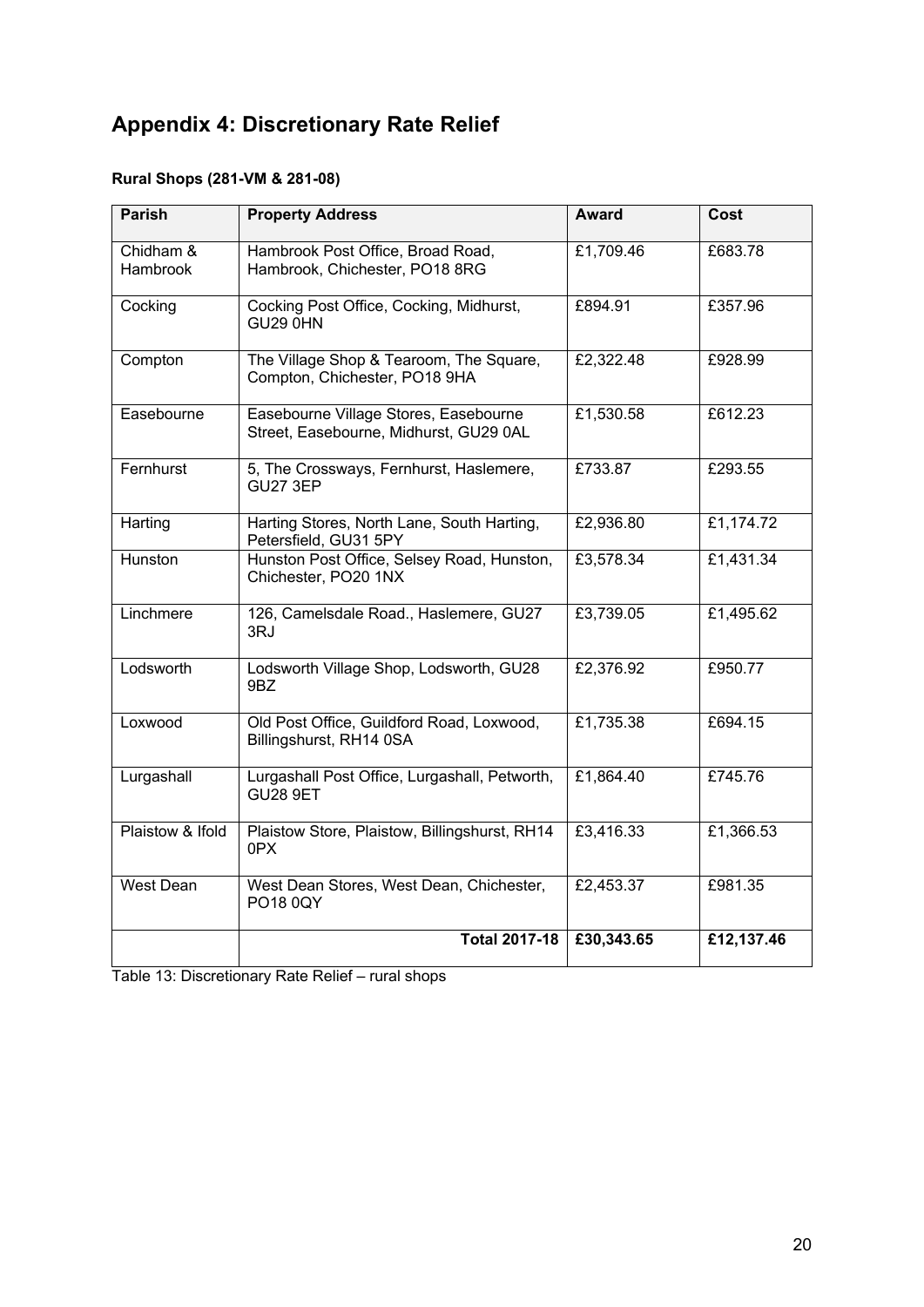# Appendix 4: Discretionary Rate Relief

**Rural Shops (281-VM & 281-08)**

| Parish | Property Address | Award | Cost |
|---|---|---|---|
| Chidham & Hambrook | Hambrook Post Office, Broad Road, Hambrook, Chichester, PO18 8RG | £1,709.46 | £683.78 |
| Cocking | Cocking Post Office, Cocking, Midhurst, GU29 0HN | £894.91 | £357.96 |
| Compton | The Village Shop & Tearoom, The Square, Compton, Chichester, PO18 9HA | £2,322.48 | £928.99 |
| Easebourne | Easebourne Village Stores, Easebourne Street, Easebourne, Midhurst, GU29 0AL | £1,530.58 | £612.23 |
| Fernhurst | 5, The Crossways, Fernhurst, Haslemere, GU27 3EP | £733.87 | £293.55 |
| Harting | Harting Stores, North Lane, South Harting, Petersfield, GU31 5PY | £2,936.80 | £1,174.72 |
| Hunston | Hunston Post Office, Selsey Road, Hunston, Chichester, PO20 1NX | £3,578.34 | £1,431.34 |
| Linchmere | 126, Camelsdale Road., Haslemere, GU27 3RJ | £3,739.05 | £1,495.62 |
| Lodsworth | Lodsworth Village Shop, Lodsworth, GU28 9BZ | £2,376.92 | £950.77 |
| Loxwood | Old Post Office, Guildford Road, Loxwood, Billingshurst, RH14 0SA | £1,735.38 | £694.15 |
| Lurgashall | Lurgashall Post Office, Lurgashall, Petworth, GU28 9ET | £1,864.40 | £745.76 |
| Plaistow & Ifold | Plaistow Store, Plaistow, Billingshurst, RH14 0PX | £3,416.33 | £1,366.53 |
| West Dean | West Dean Stores, West Dean, Chichester, PO18 0QY | £2,453.37 | £981.35 |
| | **Total 2017-18** | **£30,343.65** | **£12,137.46** |

Table 13: Discretionary Rate Relief – rural shops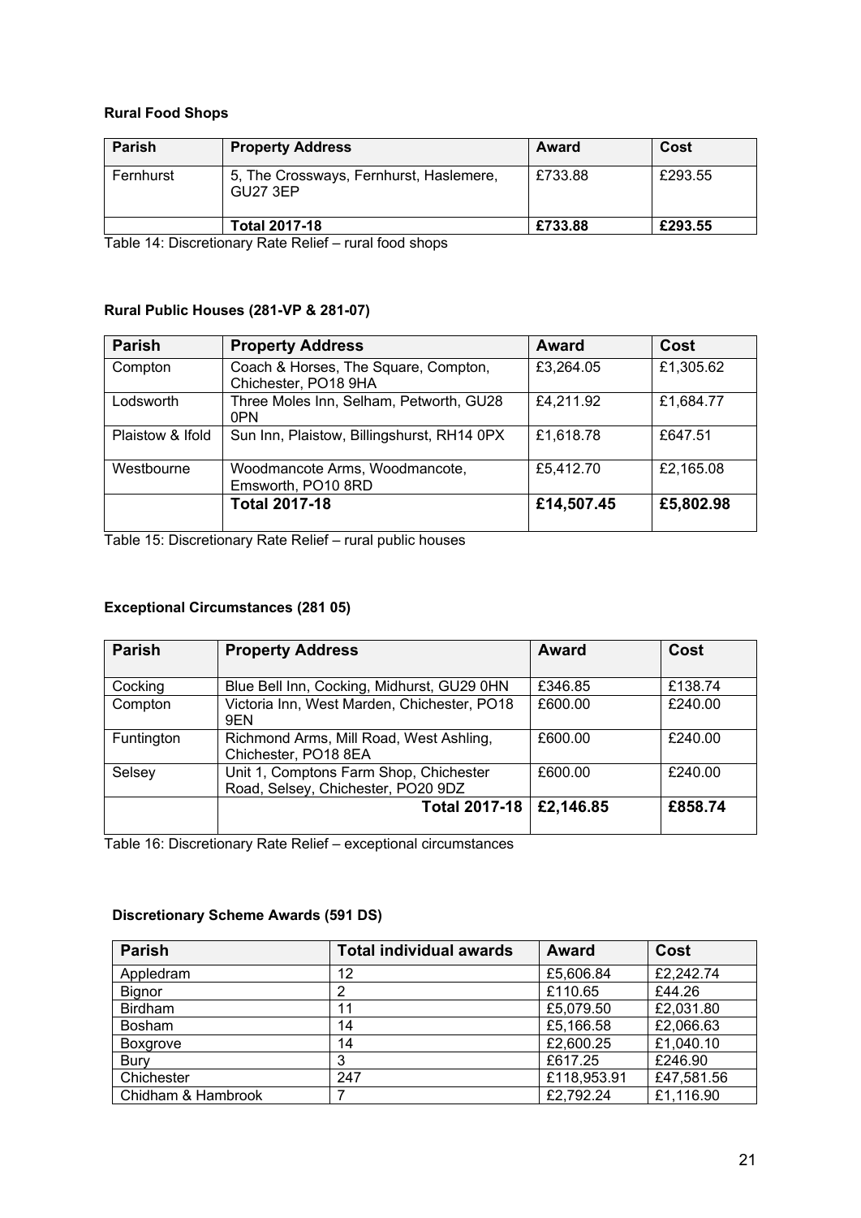**Rural Food Shops**

| Parish | Property Address | Award | Cost |
|---|---|---|---|
| Fernhurst | 5, The Crossways, Fernhurst, Haslemere, GU27 3EP | £733.88 | £293.55 |
| | **Total 2017-18** | **£733.88** | **£293.55** |

Table 14: Discretionary Rate Relief – rural food shops

**Rural Public Houses (281-VP & 281-07)**

| Parish | Property Address | Award | Cost |
|---|---|---|---|
| Compton | Coach & Horses, The Square, Compton, Chichester, PO18 9HA | £3,264.05 | £1,305.62 |
| Lodsworth | Three Moles Inn, Selham, Petworth, GU28 0PN | £4,211.92 | £1,684.77 |
| Plaistow & Ifold | Sun Inn, Plaistow, Billingshurst, RH14 0PX | £1,618.78 | £647.51 |
| Westbourne | Woodmancote Arms, Woodmancote, Emsworth, PO10 8RD | £5,412.70 | £2,165.08 |
| | **Total 2017-18** | **£14,507.45** | **£5,802.98** |

Table 15: Discretionary Rate Relief – rural public houses

**Exceptional Circumstances (281 05)**

| Parish | Property Address | Award | Cost |
|---|---|---|---|
| Cocking | Blue Bell Inn, Cocking, Midhurst, GU29 0HN | £346.85 | £138.74 |
| Compton | Victoria Inn, West Marden, Chichester, PO18 9EN | £600.00 | £240.00 |
| Funtington | Richmond Arms, Mill Road, West Ashling, Chichester, PO18 8EA | £600.00 | £240.00 |
| Selsey | Unit 1, Comptons Farm Shop, Chichester Road, Selsey, Chichester, PO20 9DZ | £600.00 | £240.00 |
| | **Total 2017-18** | **£2,146.85** | **£858.74** |

Table 16: Discretionary Rate Relief – exceptional circumstances

**Discretionary Scheme Awards (591 DS)**

| Parish | Total individual awards | Award | Cost |
|---|---|---|---|
| Appledram | 12 | £5,606.84 | £2,242.74 |
| Bignor | 2 | £110.65 | £44.26 |
| Birdham | 11 | £5,079.50 | £2,031.80 |
| Bosham | 14 | £5,166.58 | £2,066.63 |
| Boxgrove | 14 | £2,600.25 | £1,040.10 |
| Bury | 3 | £617.25 | £246.90 |
| Chichester | 247 | £118,953.91 | £47,581.56 |
| Chidham & Hambrook | 7 | £2,792.24 | £1,116.90 |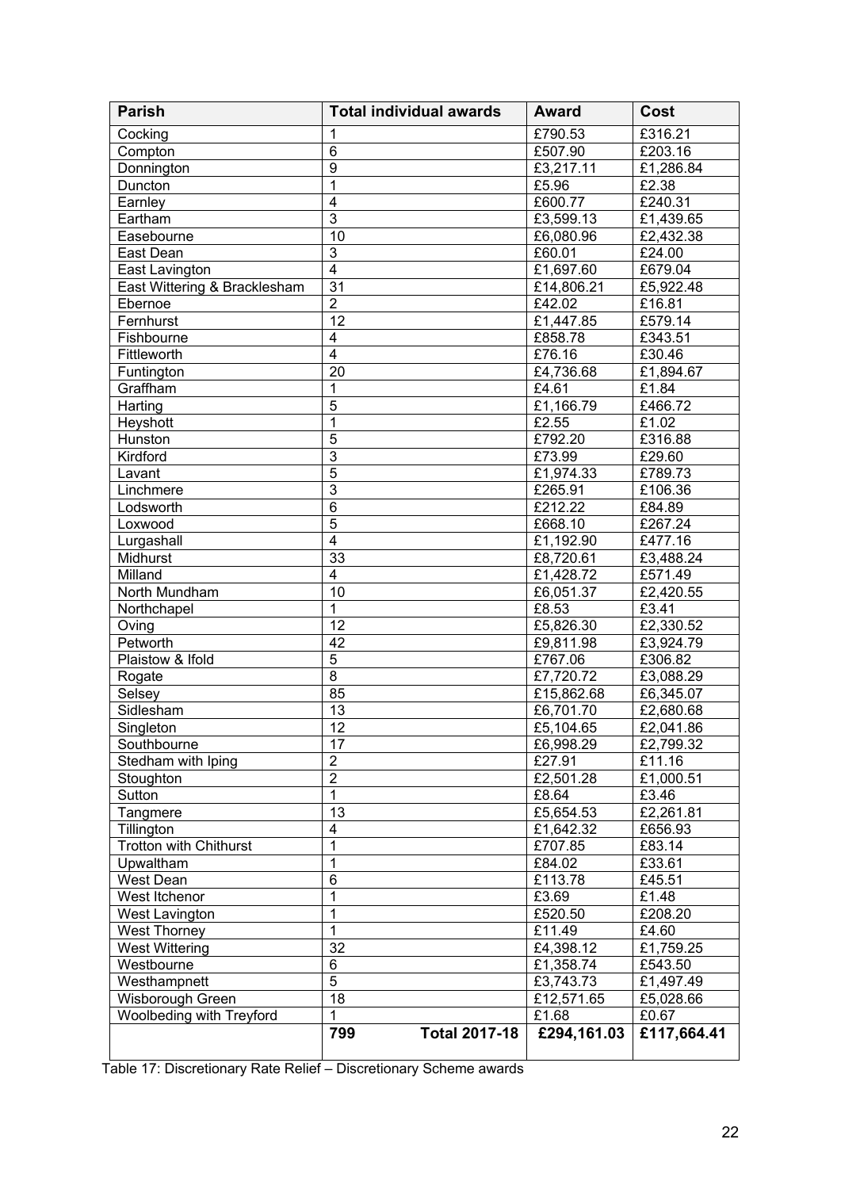| Parish | Total individual awards | Award | Cost |
|---|---|---|---|
| Cocking | 1 | £790.53 | £316.21 |
| Compton | 6 | £507.90 | £203.16 |
| Donnington | 9 | £3,217.11 | £1,286.84 |
| Duncton | 1 | £5.96 | £2.38 |
| Earnley | 4 | £600.77 | £240.31 |
| Eartham | 3 | £3,599.13 | £1,439.65 |
| Easebourne | 10 | £6,080.96 | £2,432.38 |
| East Dean | 3 | £60.01 | £24.00 |
| East Lavington | 4 | £1,697.60 | £679.04 |
| East Wittering & Bracklesham | 31 | £14,806.21 | £5,922.48 |
| Ebernoe | 2 | £42.02 | £16.81 |
| Fernhurst | 12 | £1,447.85 | £579.14 |
| Fishbourne | 4 | £858.78 | £343.51 |
| Fittleworth | 4 | £76.16 | £30.46 |
| Funtington | 20 | £4,736.68 | £1,894.67 |
| Graffham | 1 | £4.61 | £1.84 |
| Harting | 5 | £1,166.79 | £466.72 |
| Heyshott | 1 | £2.55 | £1.02 |
| Hunston | 5 | £792.20 | £316.88 |
| Kirdford | 3 | £73.99 | £29.60 |
| Lavant | 5 | £1,974.33 | £789.73 |
| Linchmere | 3 | £265.91 | £106.36 |
| Lodsworth | 6 | £212.22 | £84.89 |
| Loxwood | 5 | £668.10 | £267.24 |
| Lurgashall | 4 | £1,192.90 | £477.16 |
| Midhurst | 33 | £8,720.61 | £3,488.24 |
| Milland | 4 | £1,428.72 | £571.49 |
| North Mundham | 10 | £6,051.37 | £2,420.55 |
| Northchapel | 1 | £8.53 | £3.41 |
| Oving | 12 | £5,826.30 | £2,330.52 |
| Petworth | 42 | £9,811.98 | £3,924.79 |
| Plaistow & Ifold | 5 | £767.06 | £306.82 |
| Rogate | 8 | £7,720.72 | £3,088.29 |
| Selsey | 85 | £15,862.68 | £6,345.07 |
| Sidlesham | 13 | £6,701.70 | £2,680.68 |
| Singleton | 12 | £5,104.65 | £2,041.86 |
| Southbourne | 17 | £6,998.29 | £2,799.32 |
| Stedham with Iping | 2 | £27.91 | £11.16 |
| Stoughton | 2 | £2,501.28 | £1,000.51 |
| Sutton | 1 | £8.64 | £3.46 |
| Tangmere | 13 | £5,654.53 | £2,261.81 |
| Tillington | 4 | £1,642.32 | £656.93 |
| Trotton with Chithurst | 1 | £707.85 | £83.14 |
| Upwaltham | 1 | £84.02 | £33.61 |
| West Dean | 6 | £113.78 | £45.51 |
| West Itchenor | 1 | £3.69 | £1.48 |
| West Lavington | 1 | £520.50 | £208.20 |
| West Thorney | 1 | £11.49 | £4.60 |
| West Wittering | 32 | £4,398.12 | £1,759.25 |
| Westbourne | 6 | £1,358.74 | £543.50 |
| Westhampnett | 5 | £3,743.73 | £1,497.49 |
| Wisborough Green | 18 | £12,571.65 | £5,028.66 |
| Woolbeding with Treyford | 1 | £1.68 | £0.67 |
| | **799 Total 2017-18** | **£294,161.03** | **£117,664.41** |

Table 17: Discretionary Rate Relief – Discretionary Scheme awards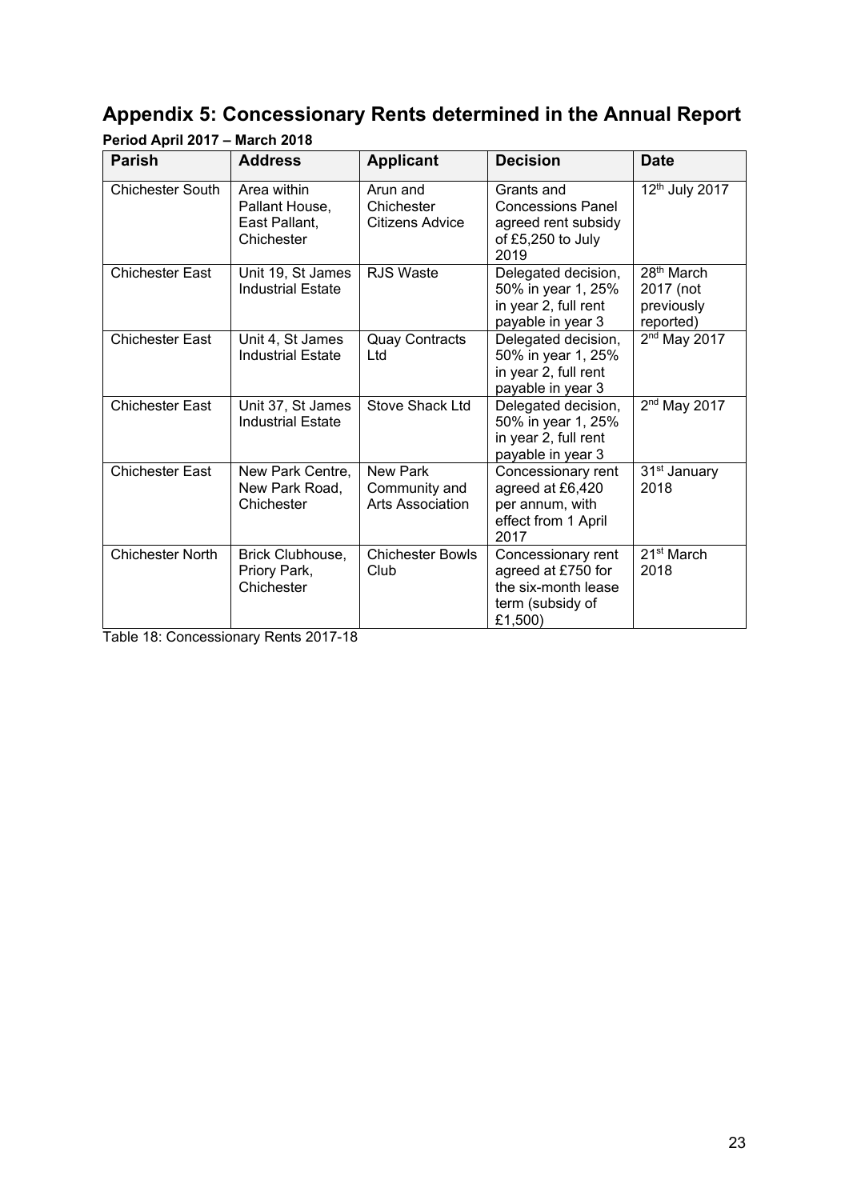## Appendix 5: Concessionary Rents determined in the Annual Report

**Period April 2017 – March 2018**

| Parish | Address | Applicant | Decision | Date |
|---|---|---|---|---|
| Chichester South | Area within Pallant House, East Pallant, Chichester | Arun and Chichester Citizens Advice | Grants and Concessions Panel agreed rent subsidy of £5,250 to July 2019 | 12th July 2017 |
| Chichester East | Unit 19, St James Industrial Estate | RJS Waste | Delegated decision, 50% in year 1, 25% in year 2, full rent payable in year 3 | 28th March 2017 (not previously reported) |
| Chichester East | Unit 4, St James Industrial Estate | Quay Contracts Ltd | Delegated decision, 50% in year 1, 25% in year 2, full rent payable in year 3 | 2nd May 2017 |
| Chichester East | Unit 37, St James Industrial Estate | Stove Shack Ltd | Delegated decision, 50% in year 1, 25% in year 2, full rent payable in year 3 | 2nd May 2017 |
| Chichester East | New Park Centre, New Park Road, Chichester | New Park Community and Arts Association | Concessionary rent agreed at £6,420 per annum, with effect from 1 April 2017 | 31st January 2018 |
| Chichester North | Brick Clubhouse, Priory Park, Chichester | Chichester Bowls Club | Concessionary rent agreed at £750 for the six-month lease term (subsidy of £1,500) | 21st March 2018 |

Table 18: Concessionary Rents 2017-18